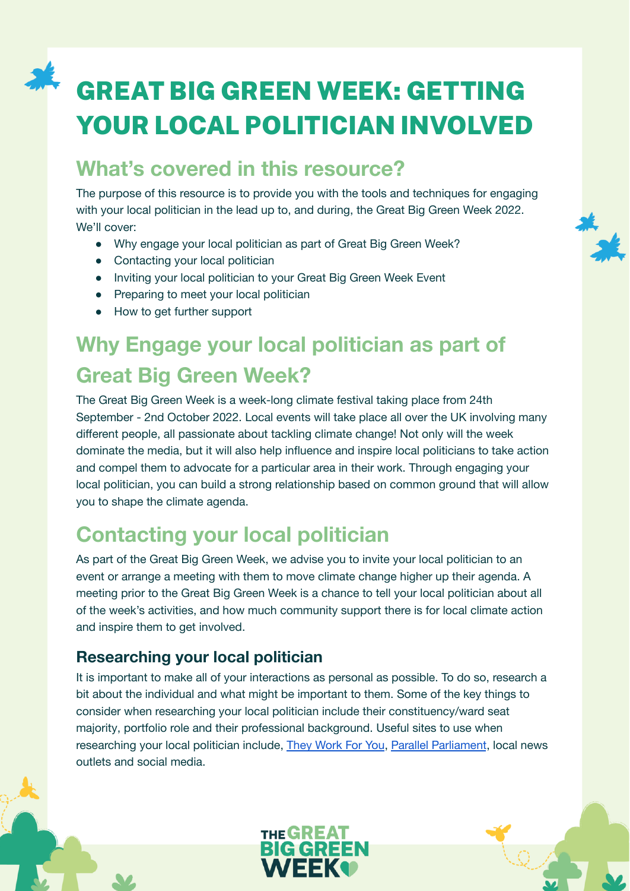# GREAT BIG GREEN WEEK: GETTING YOUR LOCAL POLITICIAN INVOLVED

## What's covered in this resource?

The purpose of this resource is to provide you with the tools and techniques for engaging with your local politician in the lead up to, and during, the Great Big Green Week 2022. We'll cover:

- Why engage your local politician as part of Great Big Green Week?
- Contacting your local politician
- Inviting your local politician to your Great Big Green Week Event
- Preparing to meet your local politician
- How to get further support

## Why Engage your local politician as part of Great Big Green Week?

The Great Big Green Week is a week-long climate festival taking place from 24th September - 2nd October 2022. Local events will take place all over the UK involving many different people, all passionate about tackling climate change! Not only will the week dominate the media, but it will also help influence and inspire local politicians to take action and compel them to advocate for a particular area in their work. Through engaging your local politician, you can build a strong relationship based on common ground that will allow you to shape the climate agenda.

## Contacting your local politician

As part of the Great Big Green Week, we advise you to invite your local politician to an event or arrange a meeting with them to move climate change higher up their agenda. A meeting prior to the Great Big Green Week is a chance to tell your local politician about all of the week's activities, and how much community support there is for local climate action and inspire them to get involved.

### Researching your local politician

It is important to make all of your interactions as personal as possible. To do so, research a bit about the individual and what might be important to them. Some of the key things to consider when researching your local politician include their constituency/ward seat majority, portfolio role and their professional background. Useful sites to use when researching your local politician include, They Work For You, Parallel Parliament, local news outlets and social media.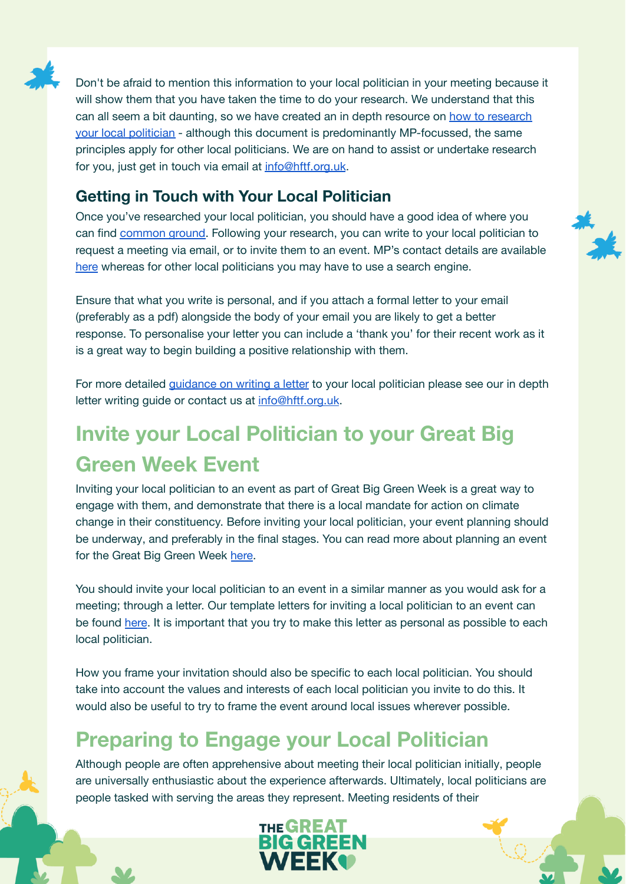Don't be afraid to mention this information to your local politician in your meeting because it will show them that you have taken the time to do your research. We understand that this can all seem a bit daunting, so we have created an in depth resource on how to research your local politician - although this document is predominantly MP-focussed, the same principles apply for other local politicians. We are on hand to assist or undertake research for you, just get in touch via email at info@hftf.org.uk.

### Getting in Touch with Your Local Politician

Once you've researched your local politician, you should have a good idea of where you can find common ground. Following your research, you can write to your local politician to request a meeting via email, or to invite them to an event. MP's contact details are available here whereas for other local politicians you may have to use a search engine.

Ensure that what you write is personal, and if you attach a formal letter to your email (preferably as a pdf) alongside the body of your email you are likely to get a better response. To personalise your letter you can include a 'thank you' for their recent work as it is a great way to begin building a positive relationship with them.

For more detailed guidance on writing a letter to your local politician please see our in depth letter writing guide or contact us at info@hftf.org.uk.

## Invite your Local Politician to your Great Big Green Week Event

Inviting your local politician to an event as part of Great Big Green Week is a great way to engage with them, and demonstrate that there is a local mandate for action on climate change in their constituency. Before inviting your local politician, your event planning should be underway, and preferably in the final stages. You can read more about planning an event for the Great Big Green Week here.

You should invite your local politician to an event in a similar manner as you would ask for a meeting; through a letter. Our template letters for inviting a local politician to an event can be found here. It is important that you try to make this letter as personal as possible to each local politician.

How you frame your invitation should also be specific to each local politician. You should take into account the values and interests of each local politician you invite to do this. It would also be useful to try to frame the event around local issues wherever possible.

## Preparing to Engage your Local Politician

Although people are often apprehensive about meeting their local politician initially, people are universally enthusiastic about the experience afterwards. Ultimately, local politicians are people tasked with serving the areas they represent. Meeting residents of their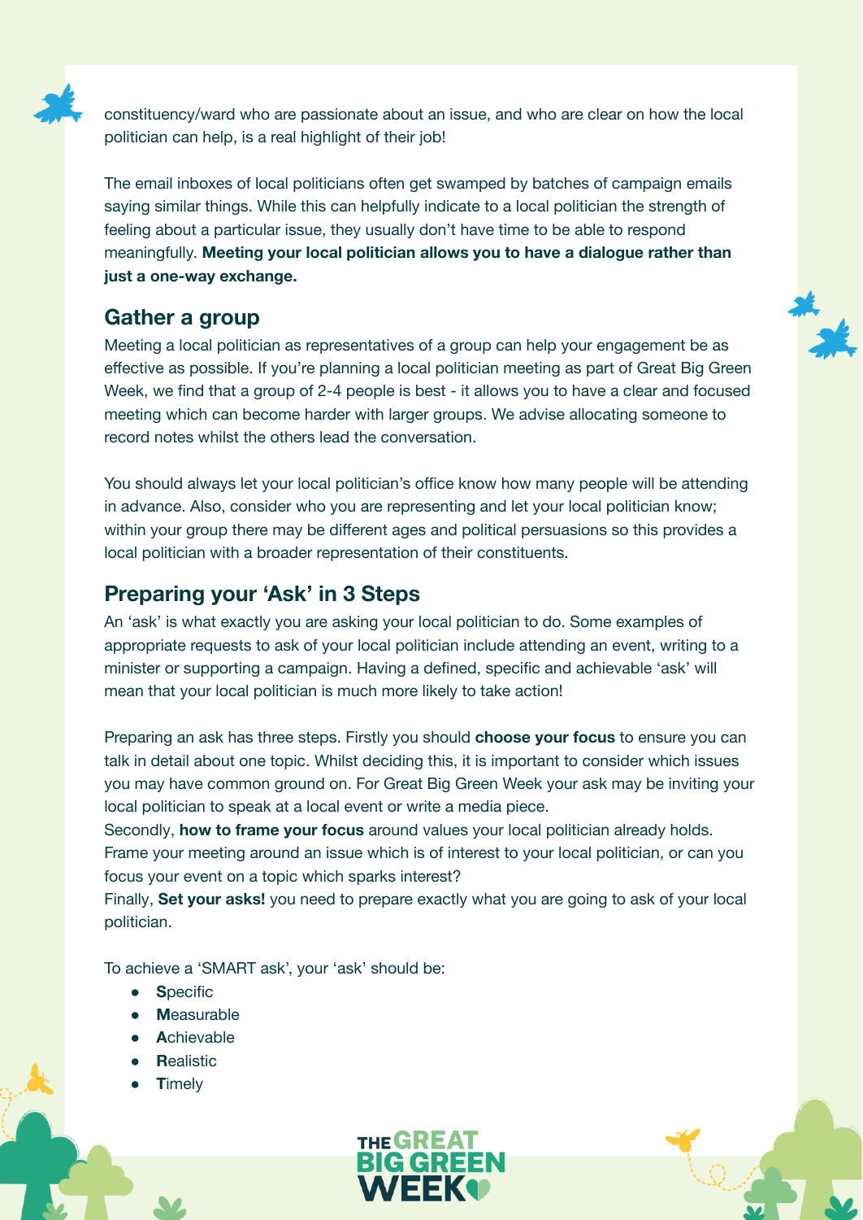constituency/ward who are passionate about an issue, and who are clear on how the local politician can help, is a real highlight of their job!

The email inboxes of local politicians often get swamped by batches of campaign emails saying similar things. While this can helpfully indicate to a local politician the strength of feeling about a particular issue, they usually don't have time to be able to respond meaningfully. **Meeting your local politician allows you to have a dialogue rather than just a one-way exchange.**

## Gather a group

Meeting a local politician as representatives of a group can help your engagement be as effective as possible. If you're planning a local politician meeting as part of Great Big Green Week, we find that a group of 2-4 people is best - it allows you to have a clear and focused meeting which can become harder with larger groups. We advise allocating someone to record notes whilst the others lead the conversation.

You should always let your local politician's office know how many people will be attending in advance. Also, consider who you are representing and let your local politician know; within your group there may be different ages and political persuasions so this provides a local politician with a broader representation of their constituents.

## Preparing your 'Ask' in 3 Steps

An 'ask' is what exactly you are asking your local politician to do. Some examples of appropriate requests to ask of your local politician include attending an event, writing to a minister or supporting a campaign. Having a defined, specific and achievable 'ask' will mean that your local politician is much more likely to take action!

Preparing an ask has three steps. Firstly you should **choose your focus** to ensure you can talk in detail about one topic. Whilst deciding this, it is important to consider which issues you may have common ground on. For Great Big Green Week your ask may be inviting your local politician to speak at a local event or write a media piece.
Secondly, **how to frame your focus** around values your local politician already holds. Frame your meeting around an issue which is of interest to your local politician, or can you focus your event on a topic which sparks interest?
Finally, **Set your asks!** you need to prepare exactly what you are going to ask of your local politician.

To achieve a 'SMART ask', your 'ask' should be:

- **S**pecific
- **M**easurable
- **A**chievable
- **R**ealistic
- **T**imely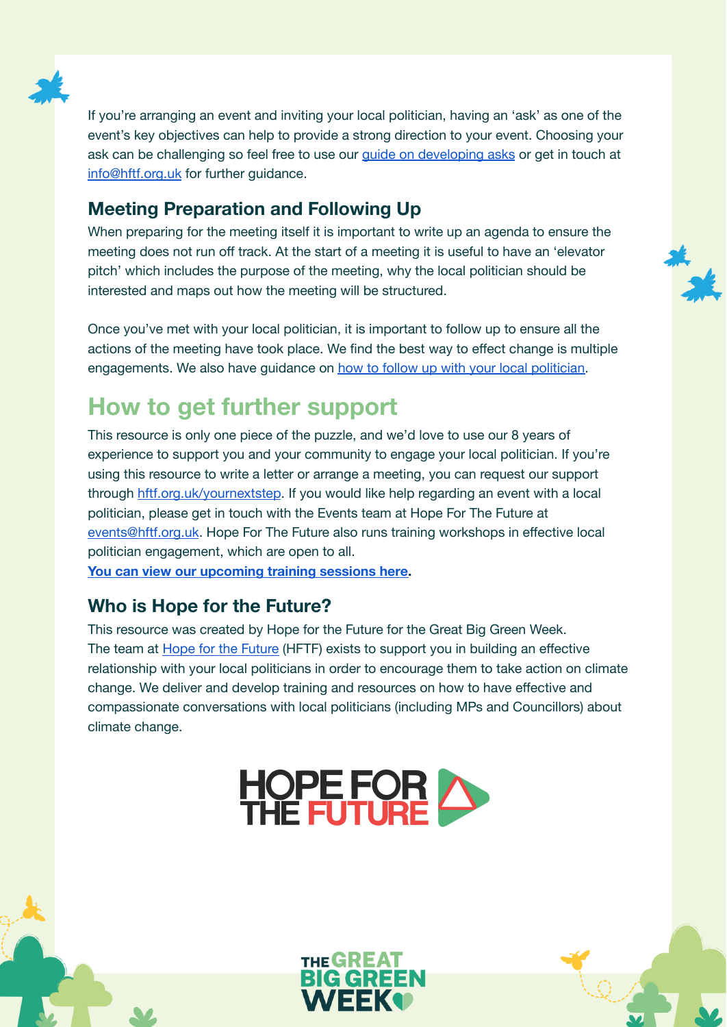If you're arranging an event and inviting your local politician, having an 'ask' as one of the event's key objectives can help to provide a strong direction to your event. Choosing your ask can be challenging so feel free to use our guide on developing asks or get in touch at info@hftf.org.uk for further guidance.

### Meeting Preparation and Following Up

When preparing for the meeting itself it is important to write up an agenda to ensure the meeting does not run off track. At the start of a meeting it is useful to have an 'elevator pitch' which includes the purpose of the meeting, why the local politician should be interested and maps out how the meeting will be structured.

Once you've met with your local politician, it is important to follow up to ensure all the actions of the meeting have took place. We find the best way to effect change is multiple engagements. We also have guidance on how to follow up with your local politician.

## How to get further support

This resource is only one piece of the puzzle, and we'd love to use our 8 years of experience to support you and your community to engage your local politician. If you're using this resource to write a letter or arrange a meeting, you can request our support through hftf.org.uk/yournextstep. If you would like help regarding an event with a local politician, please get in touch with the Events team at Hope For The Future at events@hftf.org.uk. Hope For The Future also runs training workshops in effective local politician engagement, which are open to all.
**You can view our upcoming training sessions here.**

### Who is Hope for the Future?

This resource was created by Hope for the Future for the Great Big Green Week. The team at Hope for the Future (HFTF) exists to support you in building an effective relationship with your local politicians in order to encourage them to take action on climate change. We deliver and develop training and resources on how to have effective and compassionate conversations with local politicians (including MPs and Councillors) about climate change.

HOPE FOR THE FUTURE

THE GREAT BIG GREEN WEEK